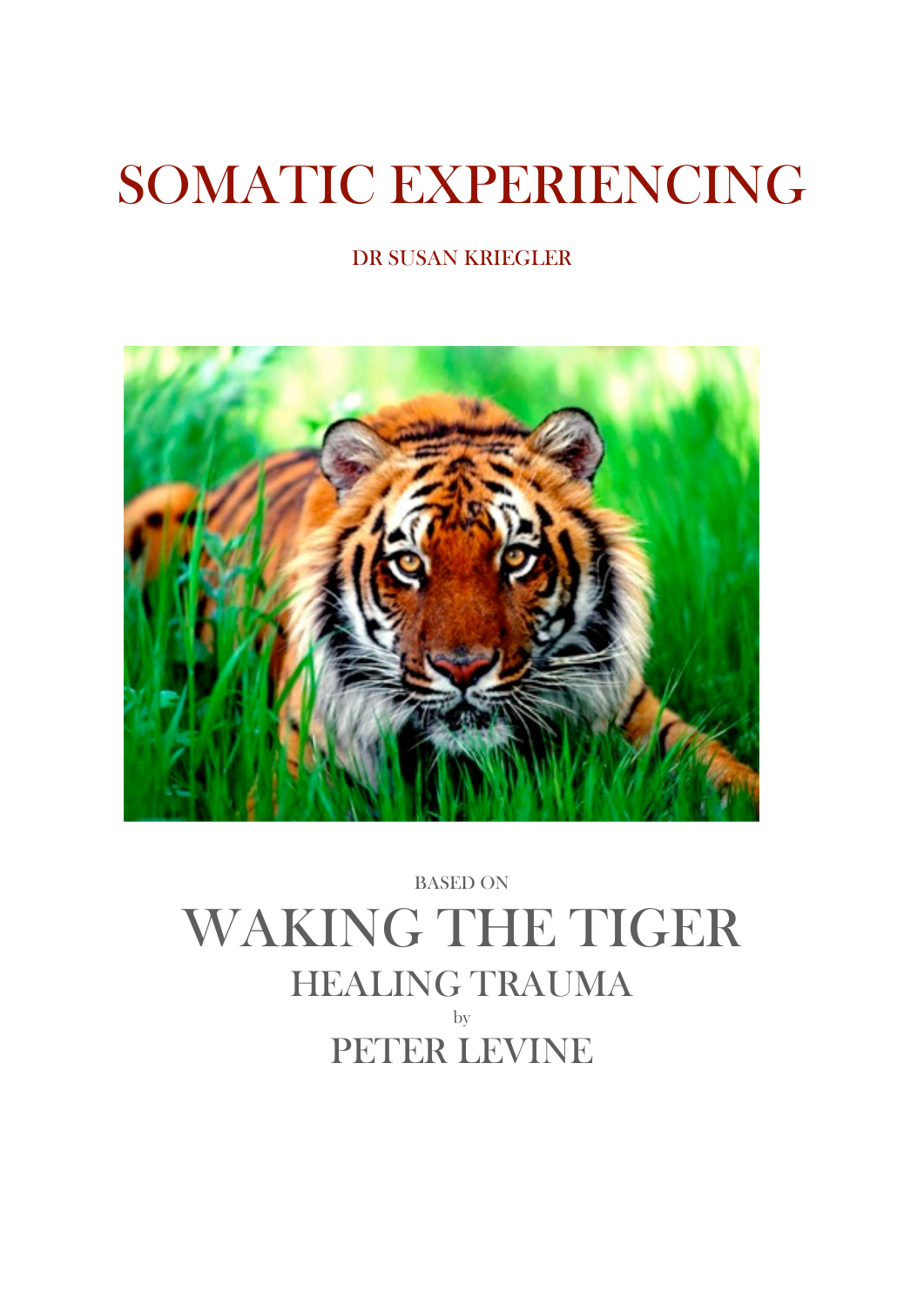# SOMATIC EXPERIENCING

DR SUSAN KRIEGLER

BASED ON

## WAKING THE TIGER

### HEALING TRAUMA

by

PETER LEVINE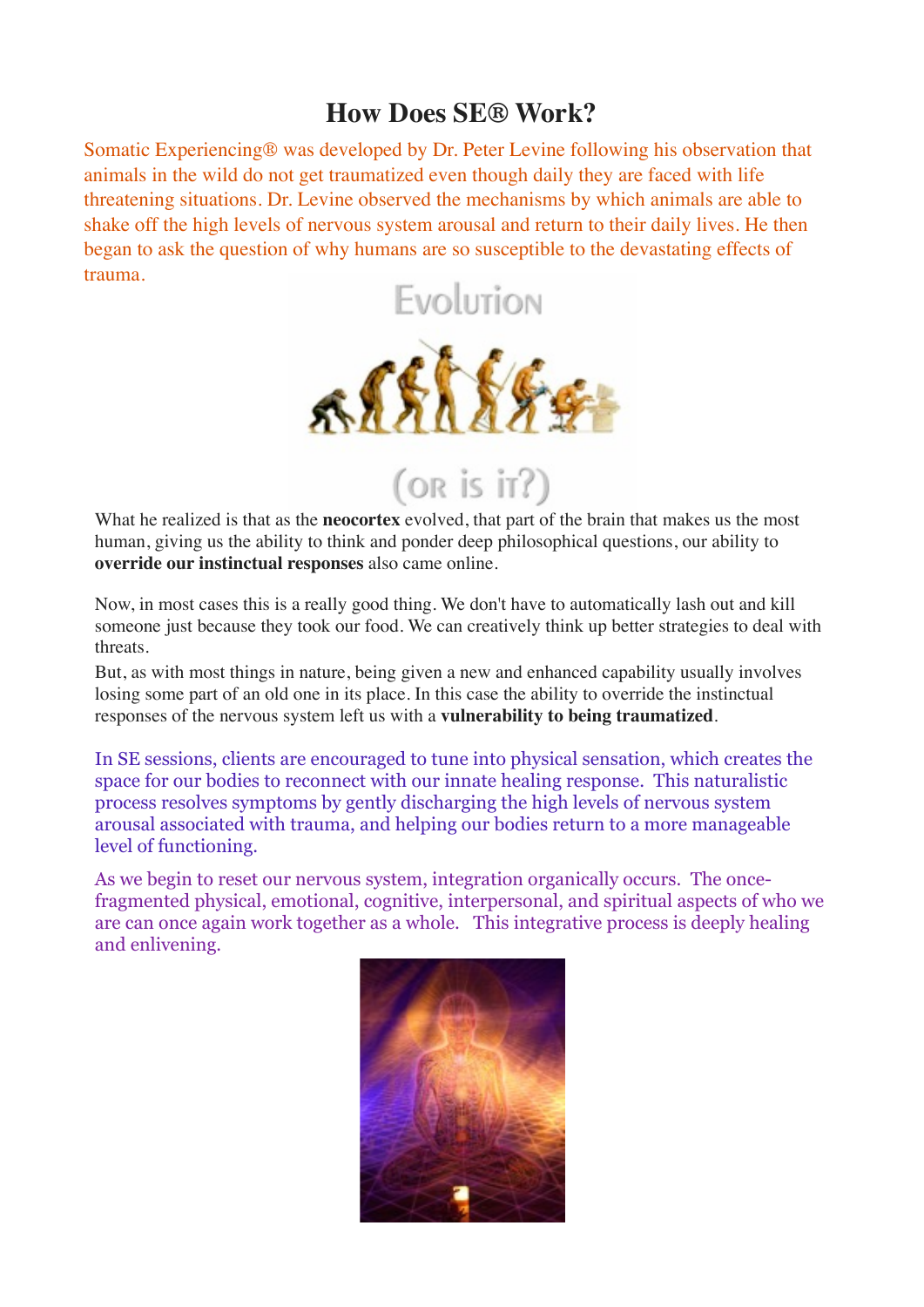# How Does SE® Work?

Somatic Experiencing® was developed by Dr. Peter Levine following his observation that animals in the wild do not get traumatized even though daily they are faced with life threatening situations. Dr. Levine observed the mechanisms by which animals are able to shake off the high levels of nervous system arousal and return to their daily lives. He then began to ask the question of why humans are so susceptible to the devastating effects of trauma.

What he realized is that as the **neocortex** evolved, that part of the brain that makes us the most human, giving us the ability to think and ponder deep philosophical questions, our ability to **override our instinctual responses** also came online.

Now, in most cases this is a really good thing. We don't have to automatically lash out and kill someone just because they took our food. We can creatively think up better strategies to deal with threats.

But, as with most things in nature, being given a new and enhanced capability usually involves losing some part of an old one in its place. In this case the ability to override the instinctual responses of the nervous system left us with a **vulnerability to being traumatized**.

In SE sessions, clients are encouraged to tune into physical sensation, which creates the space for our bodies to reconnect with our innate healing response. This naturalistic process resolves symptoms by gently discharging the high levels of nervous system arousal associated with trauma, and helping our bodies return to a more manageable level of functioning.

As we begin to reset our nervous system, integration organically occurs. The once-fragmented physical, emotional, cognitive, interpersonal, and spiritual aspects of who we are can once again work together as a whole. This integrative process is deeply healing and enlivening.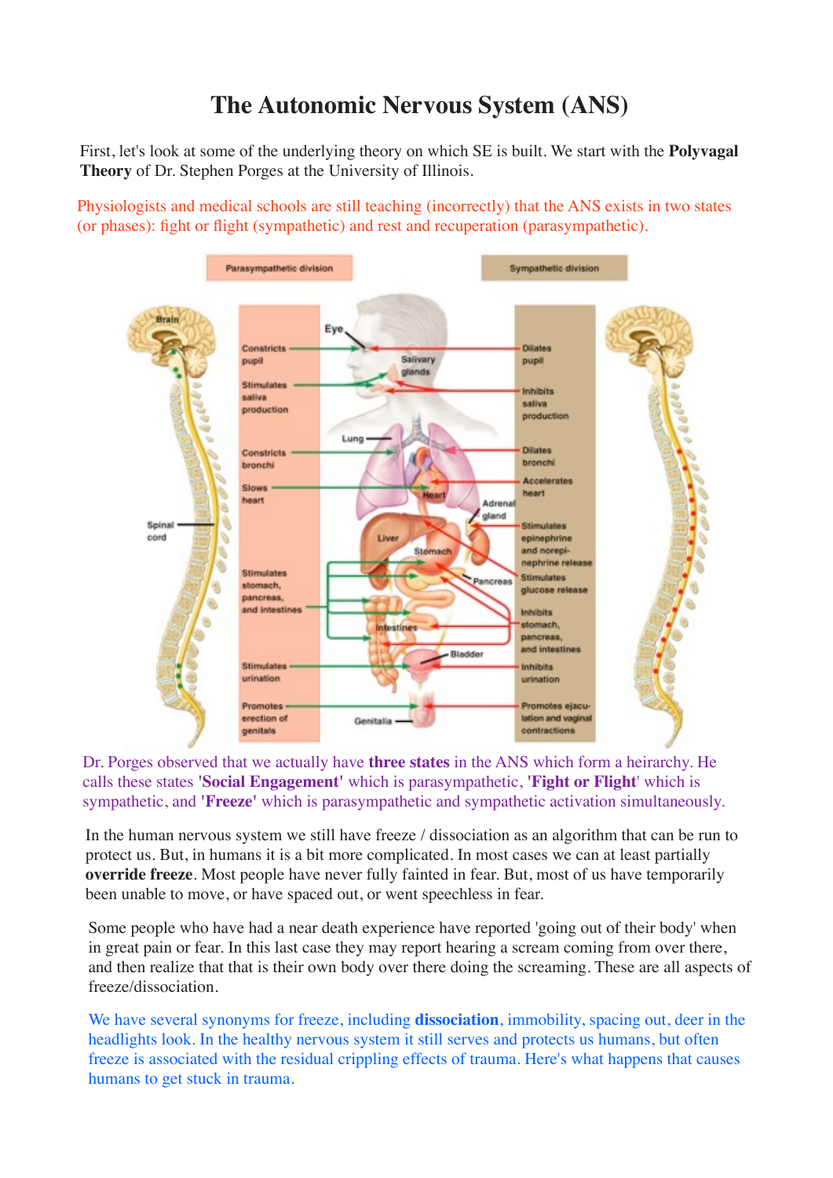# The Autonomic Nervous System (ANS)

First, let's look at some of the underlying theory on which SE is built. We start with the **Polyvagal Theory** of Dr. Stephen Porges at the University of Illinois.

Physiologists and medical schools are still teaching (incorrectly) that the ANS exists in two states (or phases): fight or flight (sympathetic) and rest and recuperation (parasympathetic).

Parasympathetic division

Sympathetic division

Brain

Spinal cord

Eye

Salivary glands

Lung

Heart

Adrenal gland

Liver

Stomach

Pancreas

Intestines

Bladder

Genitalia

Constricts pupil

Stimulates saliva production

Constricts bronchi

Slows heart

Stimulates stomach, pancreas, and intestines

Stimulates urination

Promotes erection of genitals

Dilates pupil

Inhibits saliva production

Dilates bronchi

Accelerates heart

Stimulates epinephrine and norepi-nephrine release

Stimulates glucose release

Inhibits stomach, pancreas, and intestines

Inhibits urination

Promotes ejacu-lation and vaginal contractions

Dr. Porges observed that we actually have **three states** in the ANS which form a heirarchy. He calls these states **'Social Engagement'** which is parasympathetic, **'Fight or Flight'** which is sympathetic, and **'Freeze'** which is parasympathetic and sympathetic activation simultaneously.

In the human nervous system we still have freeze / dissociation as an algorithm that can be run to protect us. But, in humans it is a bit more complicated. In most cases we can at least partially **override freeze**. Most people have never fully fainted in fear. But, most of us have temporarily been unable to move, or have spaced out, or went speechless in fear.

Some people who have had a near death experience have reported 'going out of their body' when in great pain or fear. In this last case they may report hearing a scream coming from over there, and then realize that that is their own body over there doing the screaming. These are all aspects of freeze/dissociation.

We have several synonyms for freeze, including **dissociation**, immobility, spacing out, deer in the headlights look. In the healthy nervous system it still serves and protects us humans, but often freeze is associated with the residual crippling effects of trauma. Here's what happens that causes humans to get stuck in trauma.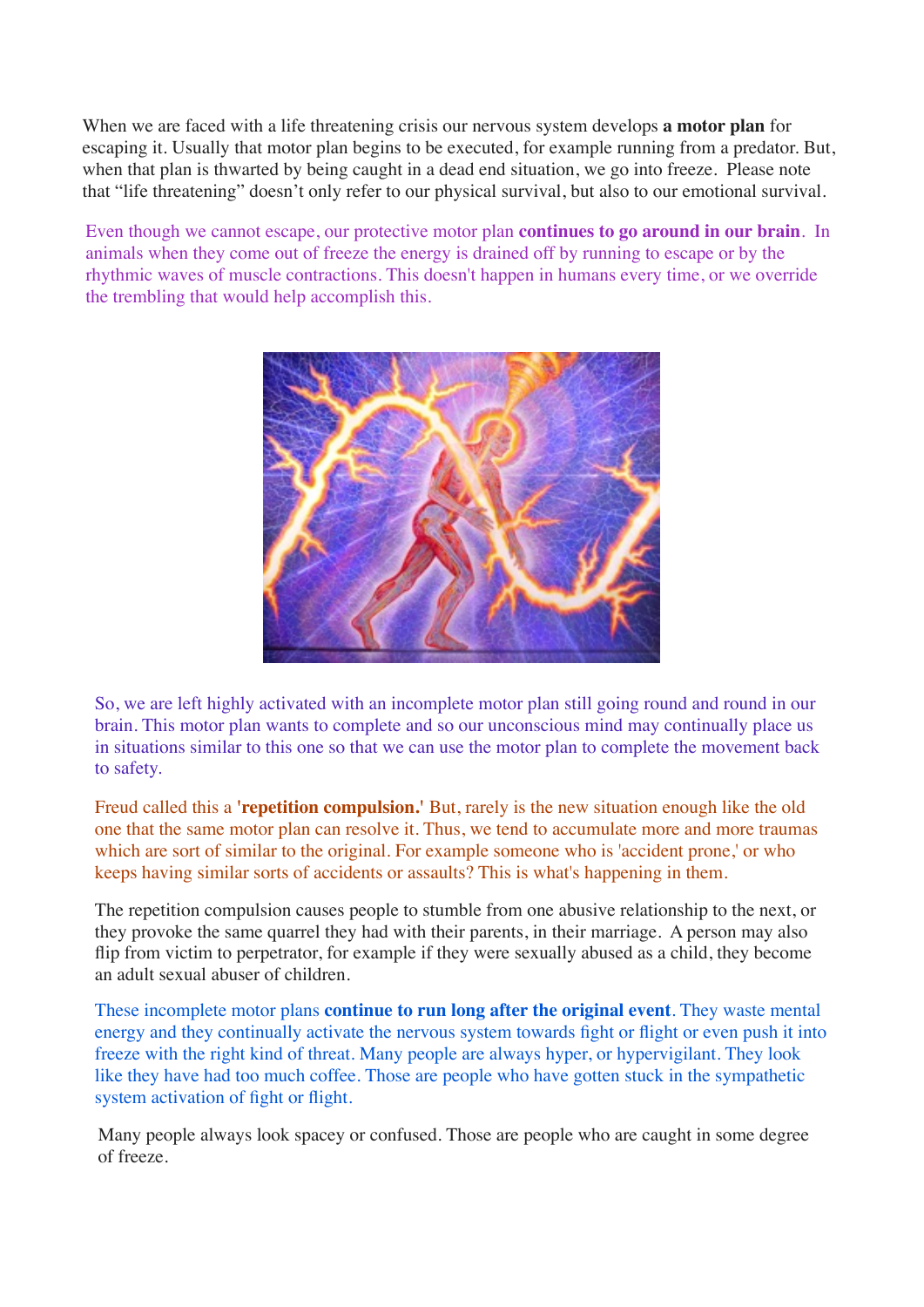When we are faced with a life threatening crisis our nervous system develops **a motor plan** for escaping it. Usually that motor plan begins to be executed, for example running from a predator. But, when that plan is thwarted by being caught in a dead end situation, we go into freeze. Please note that "life threatening" doesn't only refer to our physical survival, but also to our emotional survival.

Even though we cannot escape, our protective motor plan **continues to go around in our brain**. In animals when they come out of freeze the energy is drained off by running to escape or by the rhythmic waves of muscle contractions. This doesn't happen in humans every time, or we override the trembling that would help accomplish this.

So, we are left highly activated with an incomplete motor plan still going round and round in our brain. This motor plan wants to complete and so our unconscious mind may continually place us in situations similar to this one so that we can use the motor plan to complete the movement back to safety.

Freud called this a **'repetition compulsion.'** But, rarely is the new situation enough like the old one that the same motor plan can resolve it. Thus, we tend to accumulate more and more traumas which are sort of similar to the original. For example someone who is 'accident prone,' or who keeps having similar sorts of accidents or assaults? This is what's happening in them.

The repetition compulsion causes people to stumble from one abusive relationship to the next, or they provoke the same quarrel they had with their parents, in their marriage. A person may also flip from victim to perpetrator, for example if they were sexually abused as a child, they become an adult sexual abuser of children.

These incomplete motor plans **continue to run long after the original event**. They waste mental energy and they continually activate the nervous system towards fight or flight or even push it into freeze with the right kind of threat. Many people are always hyper, or hypervigilant. They look like they have had too much coffee. Those are people who have gotten stuck in the sympathetic system activation of fight or flight.

Many people always look spacey or confused. Those are people who are caught in some degree of freeze.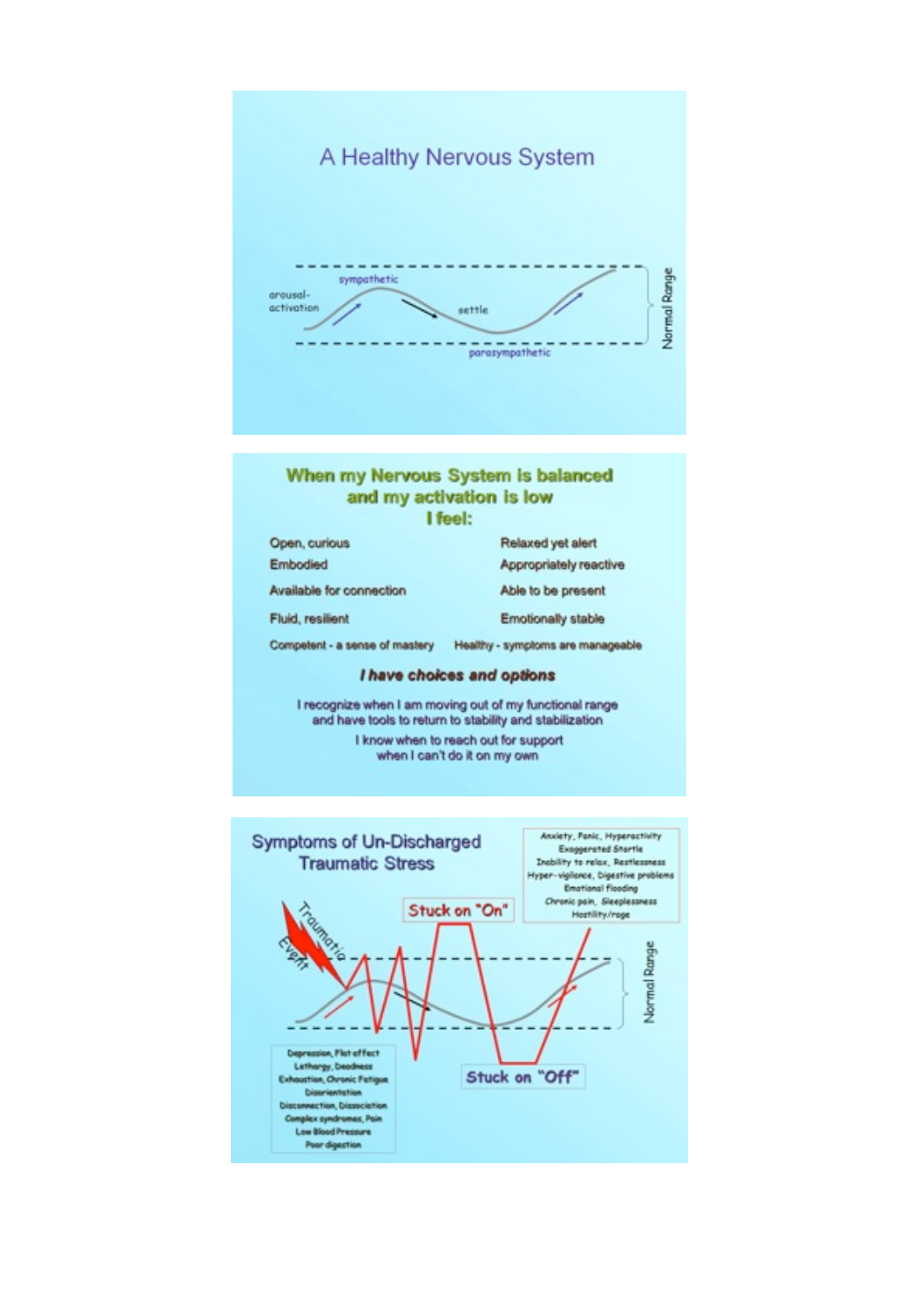## A Healthy Nervous System

sympathetic

arousal-activation

settle

parasympathetic

Normal Range

## When my Nervous System is balanced and my activation is low I feel:

| | |
|---|---|
| Open, curious | Relaxed yet alert |
| Embodied | Appropriately reactive |
| Available for connection | Able to be present |
| Fluid, resilient | Emotionally stable |
| Competent - a sense of mastery | Healthy - symptoms are manageable |

***I have choices and options***

I recognize when I am moving out of my functional range and have tools to return to stability and stabilization

I know when to reach out for support when I can't do it on my own

## Symptoms of Un-Discharged Traumatic Stress

Anxiety, Panic, Hyperactivity
Exaggerated Startle
Inability to relax, Restlessness
Hyper-vigilance, Digestive problems
Emotional flooding
Chronic pain, Sleeplessness
Hostility/rage

Traumatic Event

Stuck on "On"

Normal Range

Stuck on "Off"

Depression, Flat affect
Lethargy, Deadness
Exhaustion, Chronic Fatigue
Disorientation
Disconnection, Dissociation
Complex syndromes, Pain
Low Blood Pressure
Poor digestion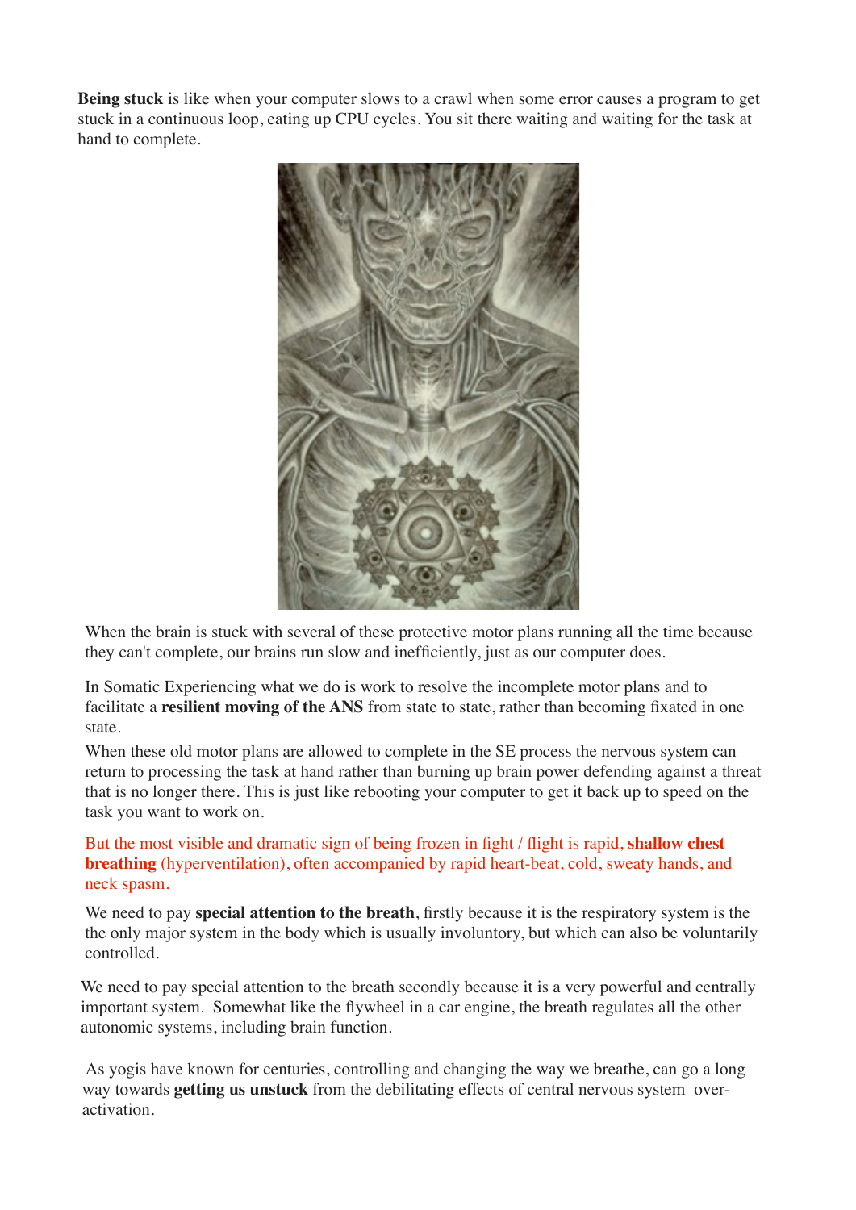**Being stuck** is like when your computer slows to a crawl when some error causes a program to get stuck in a continuous loop, eating up CPU cycles. You sit there waiting and waiting for the task at hand to complete.

When the brain is stuck with several of these protective motor plans running all the time because they can't complete, our brains run slow and inefficiently, just as our computer does.

In Somatic Experiencing what we do is work to resolve the incomplete motor plans and to facilitate a **resilient moving of the ANS** from state to state, rather than becoming fixated in one state.

When these old motor plans are allowed to complete in the SE process the nervous system can return to processing the task at hand rather than burning up brain power defending against a threat that is no longer there. This is just like rebooting your computer to get it back up to speed on the task you want to work on.

But the most visible and dramatic sign of being frozen in fight / flight is rapid, **shallow chest breathing** (hyperventilation), often accompanied by rapid heart-beat, cold, sweaty hands, and neck spasm.

We need to pay **special attention to the breath**, firstly because it is the respiratory system is the the only major system in the body which is usually involuntary, but which can also be voluntarily controlled.

We need to pay special attention to the breath secondly because it is a very powerful and centrally important system. Somewhat like the flywheel in a car engine, the breath regulates all the other autonomic systems, including brain function.

As yogis have known for centuries, controlling and changing the way we breathe, can go a long way towards **getting us unstuck** from the debilitating effects of central nervous system over-activation.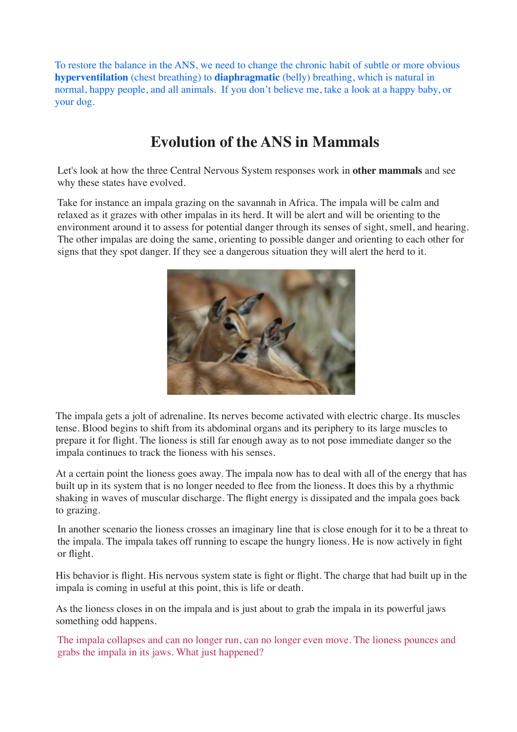To restore the balance in the ANS, we need to change the chronic habit of subtle or more obvious **hyperventilation** (chest breathing) to **diaphragmatic** (belly) breathing, which is natural in normal, happy people, and all animals. If you don't believe me, take a look at a happy baby, or your dog.

## Evolution of the ANS in Mammals

Let's look at how the three Central Nervous System responses work in **other mammals** and see why these states have evolved.

Take for instance an impala grazing on the savannah in Africa. The impala will be calm and relaxed as it grazes with other impalas in its herd. It will be alert and will be orienting to the environment around it to assess for potential danger through its senses of sight, smell, and hearing. The other impalas are doing the same, orienting to possible danger and orienting to each other for signs that they spot danger. If they see a dangerous situation they will alert the herd to it.

The impala gets a jolt of adrenaline. Its nerves become activated with electric charge. Its muscles tense. Blood begins to shift from its abdominal organs and its periphery to its large muscles to prepare it for flight. The lioness is still far enough away as to not pose immediate danger so the impala continues to track the lioness with his senses.

At a certain point the lioness goes away. The impala now has to deal with all of the energy that has built up in its system that is no longer needed to flee from the lioness. It does this by a rhythmic shaking in waves of muscular discharge. The flight energy is dissipated and the impala goes back to grazing.

In another scenario the lioness crosses an imaginary line that is close enough for it to be a threat to the impala. The impala takes off running to escape the hungry lioness. He is now actively in fight or flight.

His behavior is flight. His nervous system state is fight or flight. The charge that had built up in the impala is coming in useful at this point, this is life or death.

As the lioness closes in on the impala and is just about to grab the impala in its powerful jaws something odd happens.

The impala collapses and can no longer run, can no longer even move. The lioness pounces and grabs the impala in its jaws. What just happened?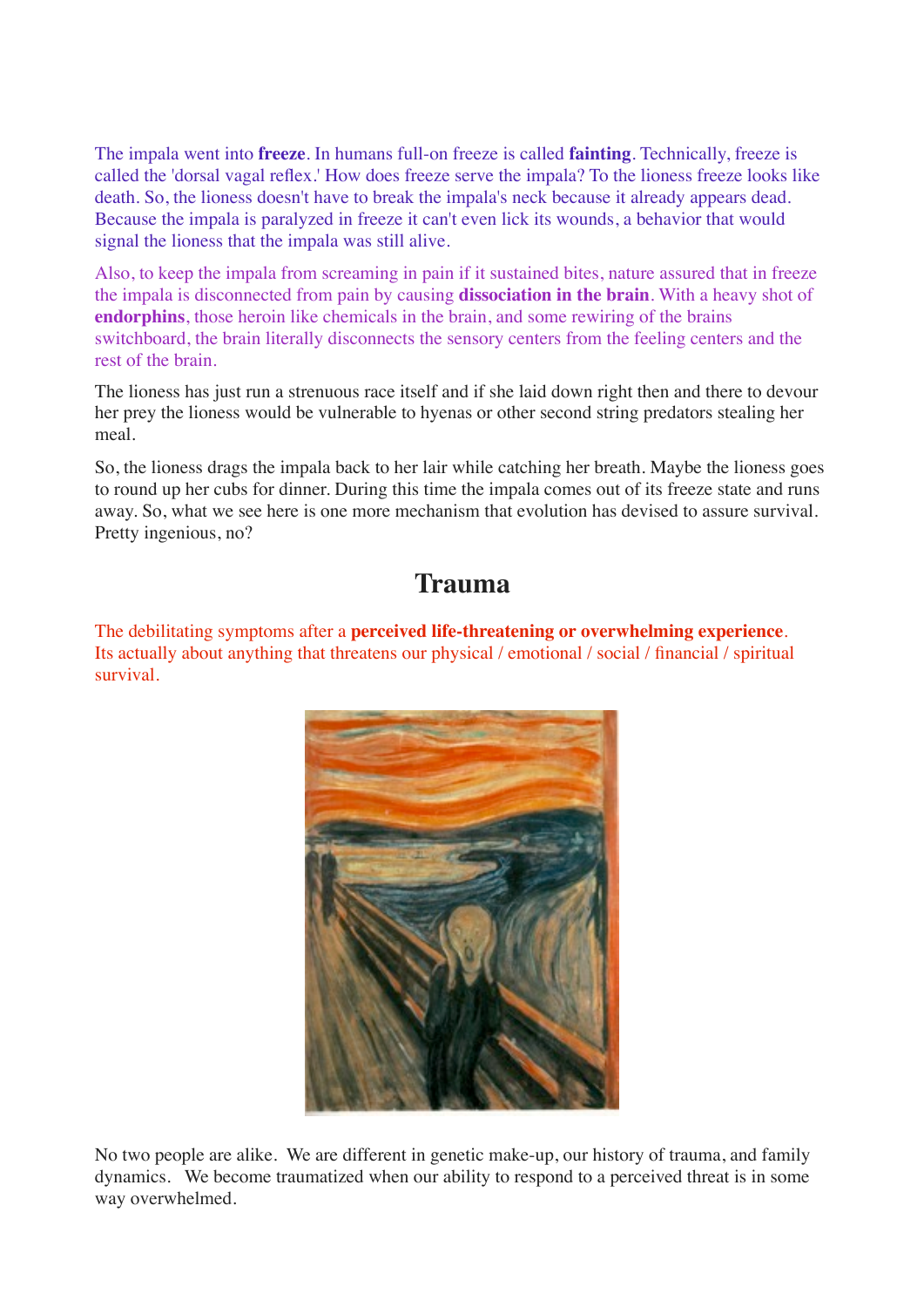The impala went into **freeze**. In humans full-on freeze is called **fainting**. Technically, freeze is called the 'dorsal vagal reflex.' How does freeze serve the impala? To the lioness freeze looks like death. So, the lioness doesn't have to break the impala's neck because it already appears dead. Because the impala is paralyzed in freeze it can't even lick its wounds, a behavior that would signal the lioness that the impala was still alive.

Also, to keep the impala from screaming in pain if it sustained bites, nature assured that in freeze the impala is disconnected from pain by causing **dissociation in the brain**. With a heavy shot of **endorphins**, those heroin like chemicals in the brain, and some rewiring of the brains switchboard, the brain literally disconnects the sensory centers from the feeling centers and the rest of the brain.

The lioness has just run a strenuous race itself and if she laid down right then and there to devour her prey the lioness would be vulnerable to hyenas or other second string predators stealing her meal.

So, the lioness drags the impala back to her lair while catching her breath. Maybe the lioness goes to round up her cubs for dinner. During this time the impala comes out of its freeze state and runs away. So, what we see here is one more mechanism that evolution has devised to assure survival. Pretty ingenious, no?

## Trauma

The debilitating symptoms after a **perceived life-threatening or overwhelming experience**. Its actually about anything that threatens our physical / emotional / social / financial / spiritual survival.

No two people are alike. We are different in genetic make-up, our history of trauma, and family dynamics. We become traumatized when our ability to respond to a perceived threat is in some way overwhelmed.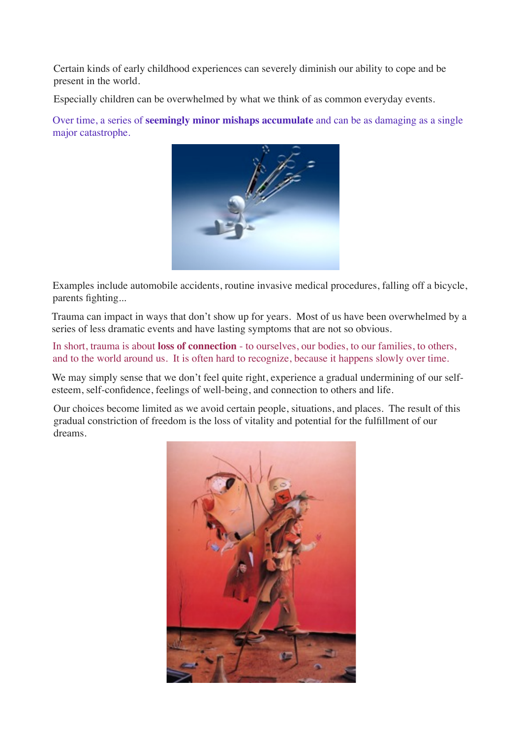Certain kinds of early childhood experiences can severely diminish our ability to cope and be present in the world.

Especially children can be overwhelmed by what we think of as common everyday events.

Over time, a series of **seemingly minor mishaps accumulate** and can be as damaging as a single major catastrophe.

Examples include automobile accidents, routine invasive medical procedures, falling off a bicycle, parents fighting...

Trauma can impact in ways that don't show up for years. Most of us have been overwhelmed by a series of less dramatic events and have lasting symptoms that are not so obvious.

In short, trauma is about **loss of connection** - to ourselves, our bodies, to our families, to others, and to the world around us. It is often hard to recognize, because it happens slowly over time.

We may simply sense that we don't feel quite right, experience a gradual undermining of our self-esteem, self-confidence, feelings of well-being, and connection to others and life.

Our choices become limited as we avoid certain people, situations, and places. The result of this gradual constriction of freedom is the loss of vitality and potential for the fulfillment of our dreams.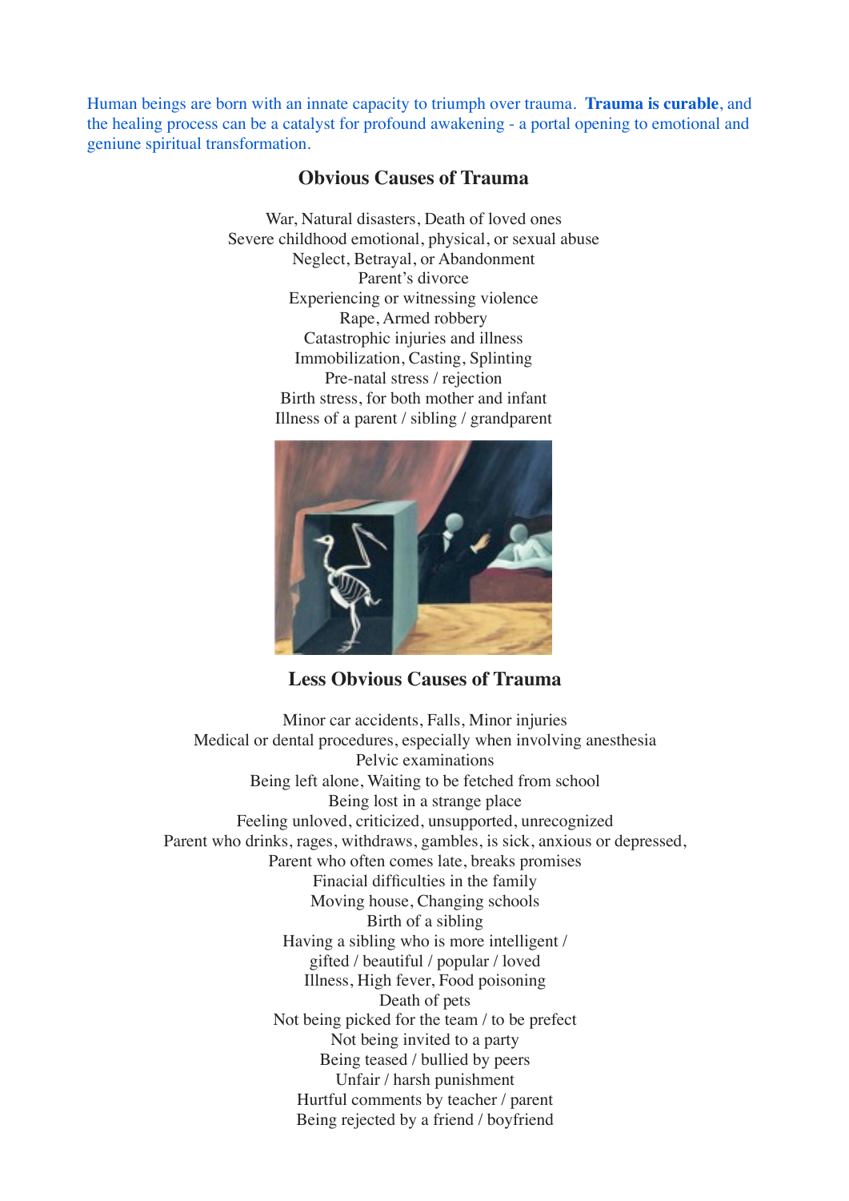Human beings are born with an innate capacity to triumph over trauma. **Trauma is curable**, and the healing process can be a catalyst for profound awakening - a portal opening to emotional and geniune spiritual transformation.

### Obvious Causes of Trauma

War, Natural disasters, Death of loved ones
Severe childhood emotional, physical, or sexual abuse
Neglect, Betrayal, or Abandonment
Parent's divorce
Experiencing or witnessing violence
Rape, Armed robbery
Catastrophic injuries and illness
Immobilization, Casting, Splinting
Pre-natal stress / rejection
Birth stress, for both mother and infant
Illness of a parent / sibling / grandparent

### Less Obvious Causes of Trauma

Minor car accidents, Falls, Minor injuries
Medical or dental procedures, especially when involving anesthesia
Pelvic examinations
Being left alone, Waiting to be fetched from school
Being lost in a strange place
Feeling unloved, criticized, unsupported, unrecognized
Parent who drinks, rages, withdraws, gambles, is sick, anxious or depressed,
Parent who often comes late, breaks promises
Finacial difficulties in the family
Moving house, Changing schools
Birth of a sibling
Having a sibling who is more intelligent /
gifted / beautiful / popular / loved
Illness, High fever, Food poisoning
Death of pets
Not being picked for the team / to be prefect
Not being invited to a party
Being teased / bullied by peers
Unfair / harsh punishment
Hurtful comments by teacher / parent
Being rejected by a friend / boyfriend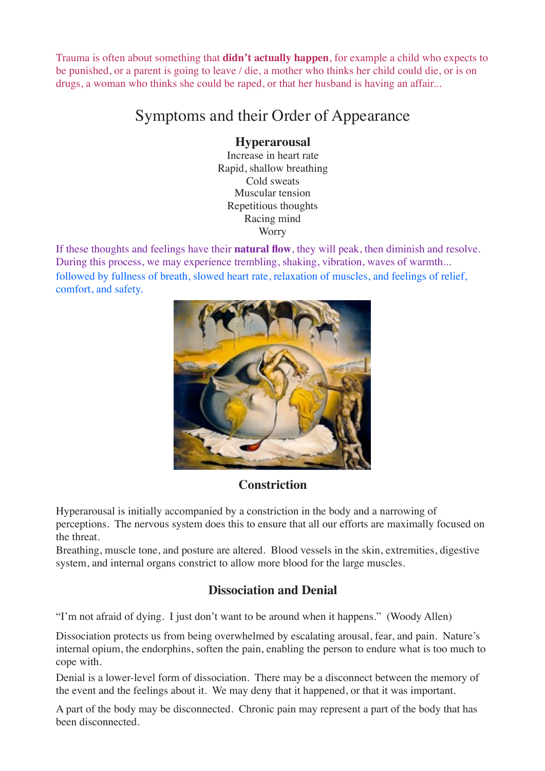Trauma is often about something that **didn't actually happen**, for example a child who expects to be punished, or a parent is going to leave / die, a mother who thinks her child could die, or is on drugs, a woman who thinks she could be raped, or that her husband is having an affair...

# Symptoms and their Order of Appearance

### Hyperarousal

Increase in heart rate
Rapid, shallow breathing
Cold sweats
Muscular tension
Repetitious thoughts
Racing mind
Worry

If these thoughts and feelings have their **natural flow**, they will peak, then diminish and resolve. During this process, we may experience trembling, shaking, vibration, waves of warmth... followed by fullness of breath, slowed heart rate, relaxation of muscles, and feelings of relief, comfort, and safety.

### Constriction

Hyperarousal is initially accompanied by a constriction in the body and a narrowing of perceptions. The nervous system does this to ensure that all our efforts are maximally focused on the threat.

Breathing, muscle tone, and posture are altered. Blood vessels in the skin, extremities, digestive system, and internal organs constrict to allow more blood for the large muscles.

### Dissociation and Denial

"I'm not afraid of dying. I just don't want to be around when it happens." (Woody Allen)

Dissociation protects us from being overwhelmed by escalating arousal, fear, and pain. Nature's internal opium, the endorphins, soften the pain, enabling the person to endure what is too much to cope with.

Denial is a lower-level form of dissociation. There may be a disconnect between the memory of the event and the feelings about it. We may deny that it happened, or that it was important.

A part of the body may be disconnected. Chronic pain may represent a part of the body that has been disconnected.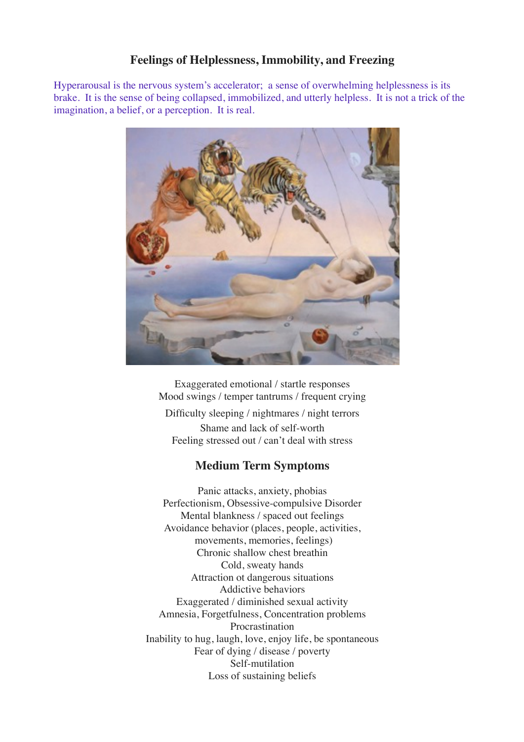## Feelings of Helplessness, Immobility, and Freezing

Hyperarousal is the nervous system's accelerator; a sense of overwhelming helplessness is its brake. It is the sense of being collapsed, immobilized, and utterly helpless. It is not a trick of the imagination, a belief, or a perception. It is real.

Exaggerated emotional / startle responses
Mood swings / temper tantrums / frequent crying
Difficulty sleeping / nightmares / night terrors
Shame and lack of self-worth
Feeling stressed out / can't deal with stress

### Medium Term Symptoms

Panic attacks, anxiety, phobias
Perfectionism, Obsessive-compulsive Disorder
Mental blankness / spaced out feelings
Avoidance behavior (places, people, activities, movements, memories, feelings)
Chronic shallow chest breathin
Cold, sweaty hands
Attraction ot dangerous situations
Addictive behaviors
Exaggerated / diminished sexual activity
Amnesia, Forgetfulness, Concentration problems
Procrastination
Inability to hug, laugh, love, enjoy life, be spontaneous
Fear of dying / disease / poverty
Self-mutilation
Loss of sustaining beliefs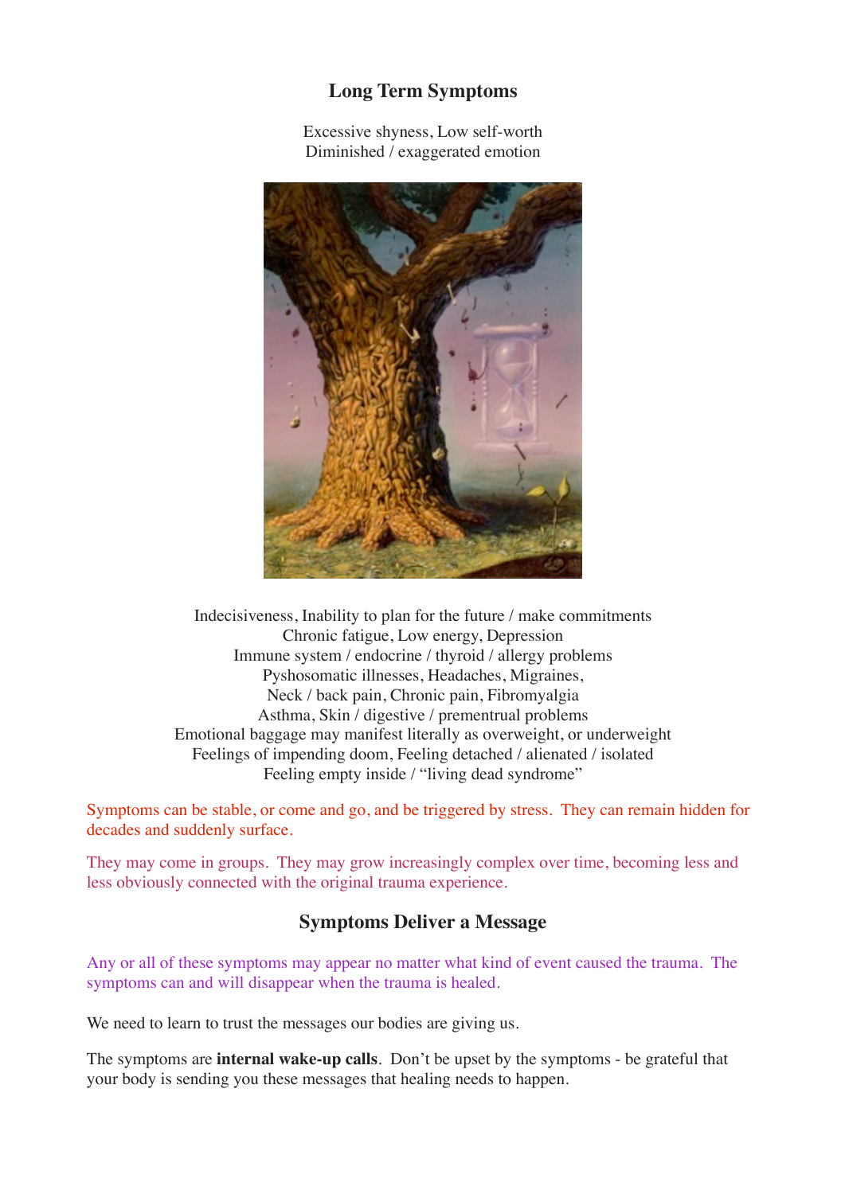## Long Term Symptoms

Excessive shyness, Low self-worth
Diminished / exaggerated emotion

Indecisiveness, Inability to plan for the future / make commitments
Chronic fatigue, Low energy, Depression
Immune system / endocrine / thyroid / allergy problems
Pyshosomatic illnesses, Headaches, Migraines,
Neck / back pain, Chronic pain, Fibromyalgia
Asthma, Skin / digestive / prementrual problems
Emotional baggage may manifest literally as overweight, or underweight
Feelings of impending doom, Feeling detached / alienated / isolated
Feeling empty inside / "living dead syndrome"

Symptoms can be stable, or come and go, and be triggered by stress. They can remain hidden for decades and suddenly surface.

They may come in groups. They may grow increasingly complex over time, becoming less and less obviously connected with the original trauma experience.

## Symptoms Deliver a Message

Any or all of these symptoms may appear no matter what kind of event caused the trauma. The symptoms can and will disappear when the trauma is healed.

We need to learn to trust the messages our bodies are giving us.

The symptoms are **internal wake-up calls**. Don't be upset by the symptoms - be grateful that your body is sending you these messages that healing needs to happen.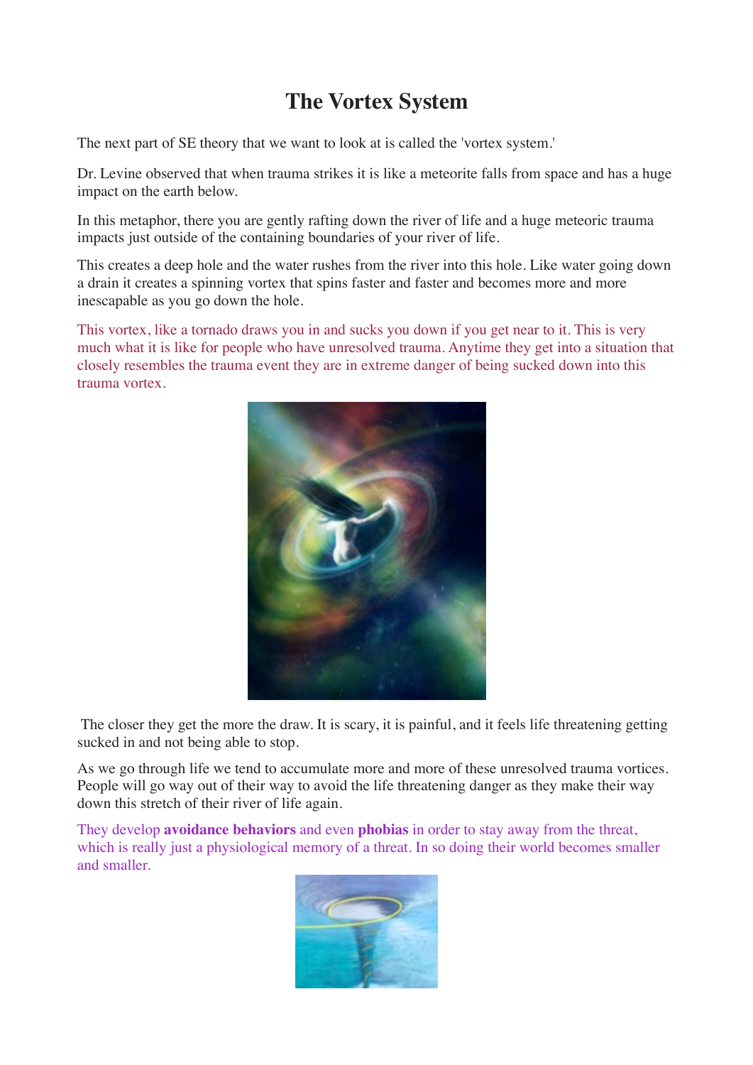# The Vortex System

The next part of SE theory that we want to look at is called the 'vortex system.'

Dr. Levine observed that when trauma strikes it is like a meteorite falls from space and has a huge impact on the earth below.

In this metaphor, there you are gently rafting down the river of life and a huge meteoric trauma impacts just outside of the containing boundaries of your river of life.

This creates a deep hole and the water rushes from the river into this hole. Like water going down a drain it creates a spinning vortex that spins faster and faster and becomes more and more inescapable as you go down the hole.

This vortex, like a tornado draws you in and sucks you down if you get near to it. This is very much what it is like for people who have unresolved trauma. Anytime they get into a situation that closely resembles the trauma event they are in extreme danger of being sucked down into this trauma vortex.

The closer they get the more the draw. It is scary, it is painful, and it feels life threatening getting sucked in and not being able to stop.

As we go through life we tend to accumulate more and more of these unresolved trauma vortices. People will go way out of their way to avoid the life threatening danger as they make their way down this stretch of their river of life again.

They develop **avoidance behaviors** and even **phobias** in order to stay away from the threat, which is really just a physiological memory of a threat. In so doing their world becomes smaller and smaller.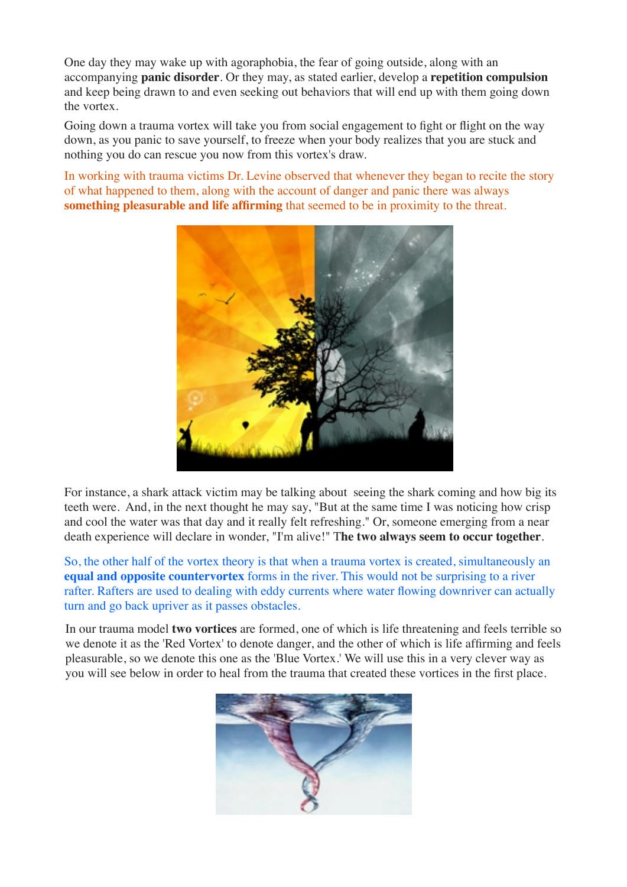One day they may wake up with agoraphobia, the fear of going outside, along with an accompanying **panic disorder**. Or they may, as stated earlier, develop a **repetition compulsion** and keep being drawn to and even seeking out behaviors that will end up with them going down the vortex.

Going down a trauma vortex will take you from social engagement to fight or flight on the way down, as you panic to save yourself, to freeze when your body realizes that you are stuck and nothing you do can rescue you now from this vortex's draw.

In working with trauma victims Dr. Levine observed that whenever they began to recite the story of what happened to them, along with the account of danger and panic there was always **something pleasurable and life affirming** that seemed to be in proximity to the threat.

For instance, a shark attack victim may be talking about seeing the shark coming and how big its teeth were. And, in the next thought he may say, "But at the same time I was noticing how crisp and cool the water was that day and it really felt refreshing." Or, someone emerging from a near death experience will declare in wonder, "I'm alive!" T**he two always seem to occur together**.

So, the other half of the vortex theory is that when a trauma vortex is created, simultaneously an **equal and opposite countervortex** forms in the river. This would not be surprising to a river rafter. Rafters are used to dealing with eddy currents where water flowing downriver can actually turn and go back upriver as it passes obstacles.

In our trauma model **two vortices** are formed, one of which is life threatening and feels terrible so we denote it as the 'Red Vortex' to denote danger, and the other of which is life affirming and feels pleasurable, so we denote this one as the 'Blue Vortex.' We will use this in a very clever way as you will see below in order to heal from the trauma that created these vortices in the first place.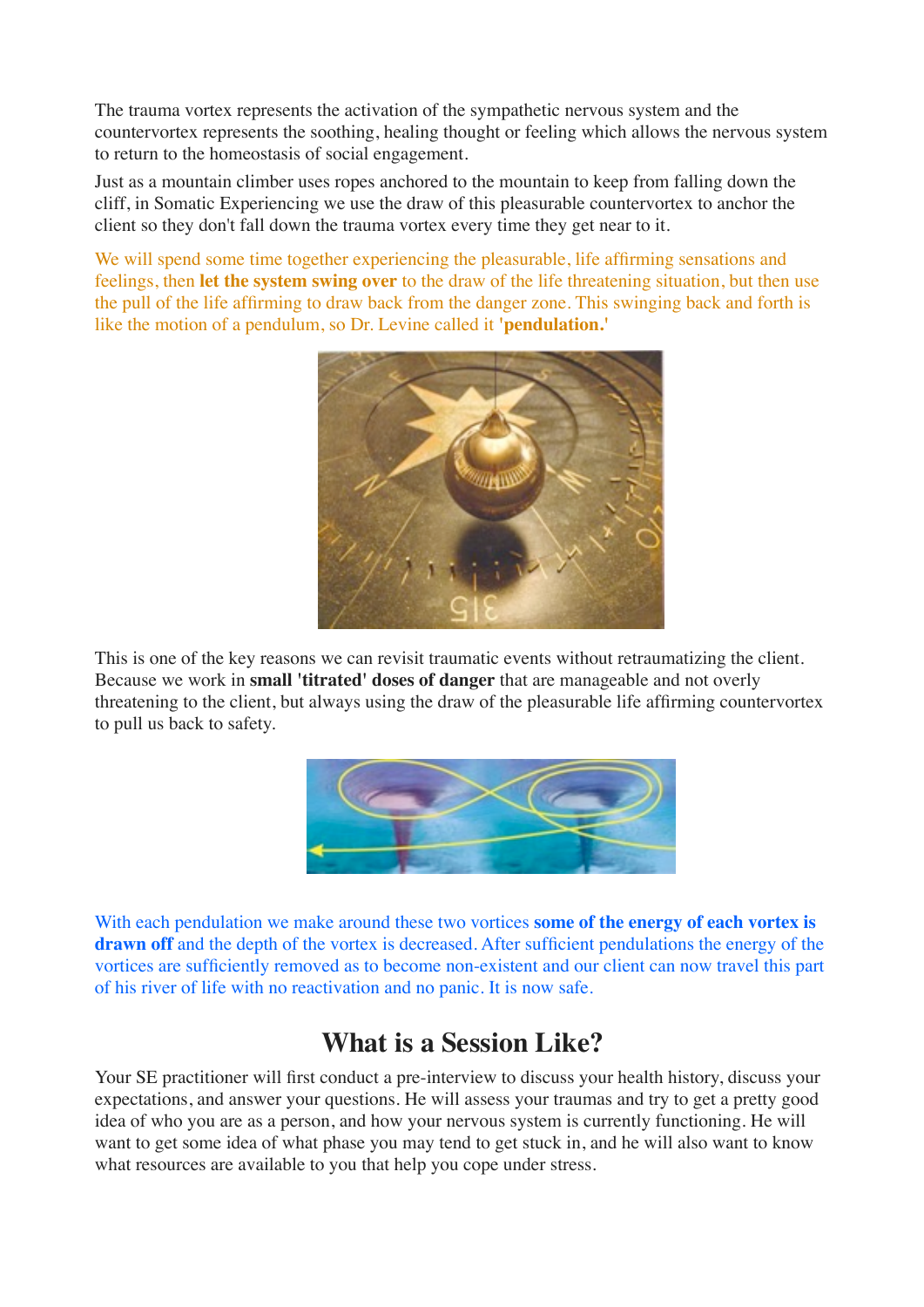The trauma vortex represents the activation of the sympathetic nervous system and the countervortex represents the soothing, healing thought or feeling which allows the nervous system to return to the homeostasis of social engagement.

Just as a mountain climber uses ropes anchored to the mountain to keep from falling down the cliff, in Somatic Experiencing we use the draw of this pleasurable countervortex to anchor the client so they don't fall down the trauma vortex every time they get near to it.

We will spend some time together experiencing the pleasurable, life affirming sensations and feelings, then **let the system swing over** to the draw of the life threatening situation, but then use the pull of the life affirming to draw back from the danger zone. This swinging back and forth is like the motion of a pendulum, so Dr. Levine called it **'pendulation.'**

This is one of the key reasons we can revisit traumatic events without retraumatizing the client. Because we work in **small 'titrated' doses of danger** that are manageable and not overly threatening to the client, but always using the draw of the pleasurable life affirming countervortex to pull us back to safety.

With each pendulation we make around these two vortices **some of the energy of each vortex is drawn off** and the depth of the vortex is decreased. After sufficient pendulations the energy of the vortices are sufficiently removed as to become non-existent and our client can now travel this part of his river of life with no reactivation and no panic. It is now safe.

## What is a Session Like?

Your SE practitioner will first conduct a pre-interview to discuss your health history, discuss your expectations, and answer your questions. He will assess your traumas and try to get a pretty good idea of who you are as a person, and how your nervous system is currently functioning. He will want to get some idea of what phase you may tend to get stuck in, and he will also want to know what resources are available to you that help you cope under stress.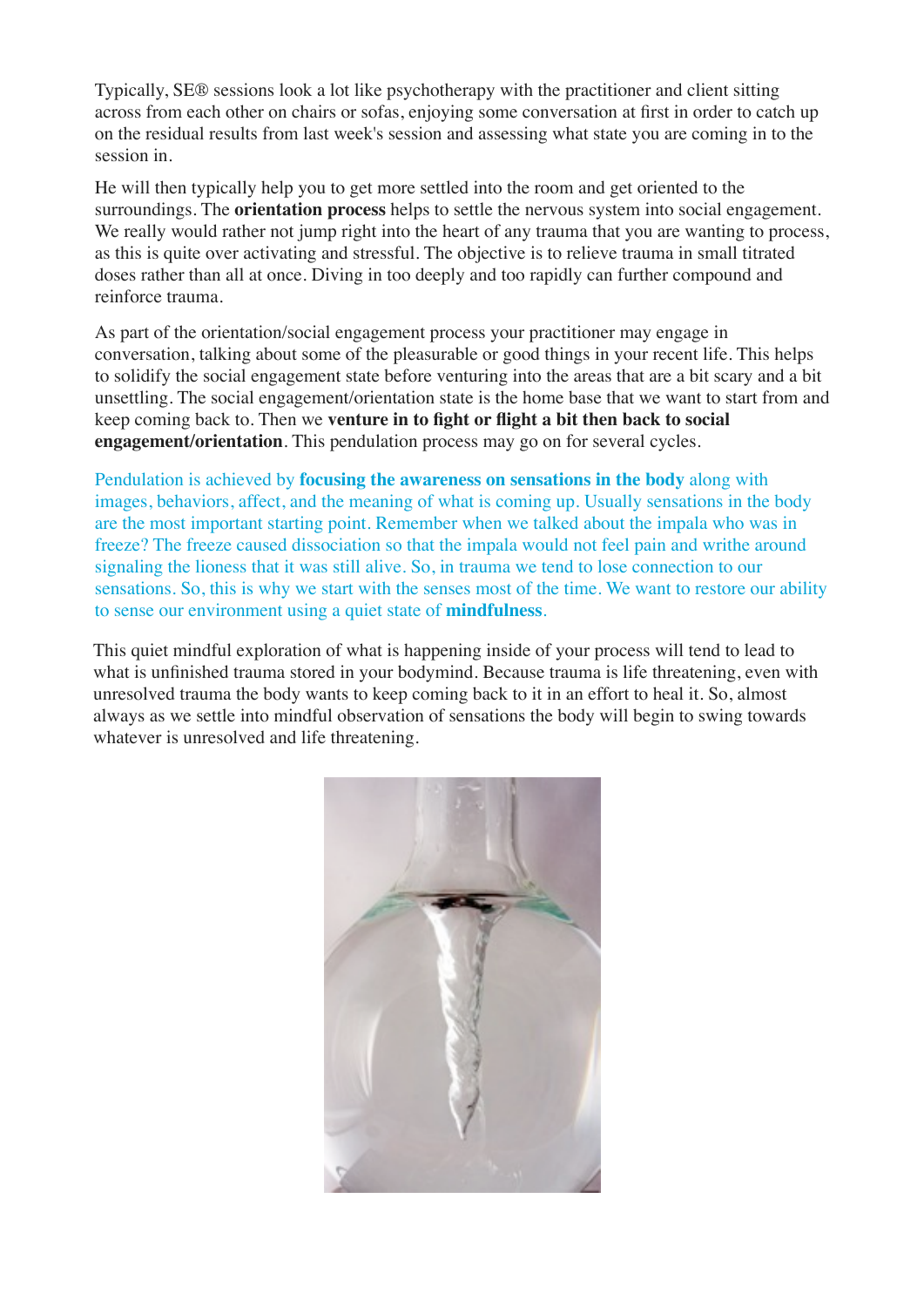Typically, SE® sessions look a lot like psychotherapy with the practitioner and client sitting across from each other on chairs or sofas, enjoying some conversation at first in order to catch up on the residual results from last week's session and assessing what state you are coming in to the session in.

He will then typically help you to get more settled into the room and get oriented to the surroundings. The **orientation process** helps to settle the nervous system into social engagement. We really would rather not jump right into the heart of any trauma that you are wanting to process, as this is quite over activating and stressful. The objective is to relieve trauma in small titrated doses rather than all at once. Diving in too deeply and too rapidly can further compound and reinforce trauma.

As part of the orientation/social engagement process your practitioner may engage in conversation, talking about some of the pleasurable or good things in your recent life. This helps to solidify the social engagement state before venturing into the areas that are a bit scary and a bit unsettling. The social engagement/orientation state is the home base that we want to start from and keep coming back to. Then we **venture in to fight or flight a bit then back to social engagement/orientation**. This pendulation process may go on for several cycles.

Pendulation is achieved by **focusing the awareness on sensations in the body** along with images, behaviors, affect, and the meaning of what is coming up. Usually sensations in the body are the most important starting point. Remember when we talked about the impala who was in freeze? The freeze caused dissociation so that the impala would not feel pain and writhe around signaling the lioness that it was still alive. So, in trauma we tend to lose connection to our sensations. So, this is why we start with the senses most of the time. We want to restore our ability to sense our environment using a quiet state of **mindfulness**.

This quiet mindful exploration of what is happening inside of your process will tend to lead to what is unfinished trauma stored in your bodymind. Because trauma is life threatening, even with unresolved trauma the body wants to keep coming back to it in an effort to heal it. So, almost always as we settle into mindful observation of sensations the body will begin to swing towards whatever is unresolved and life threatening.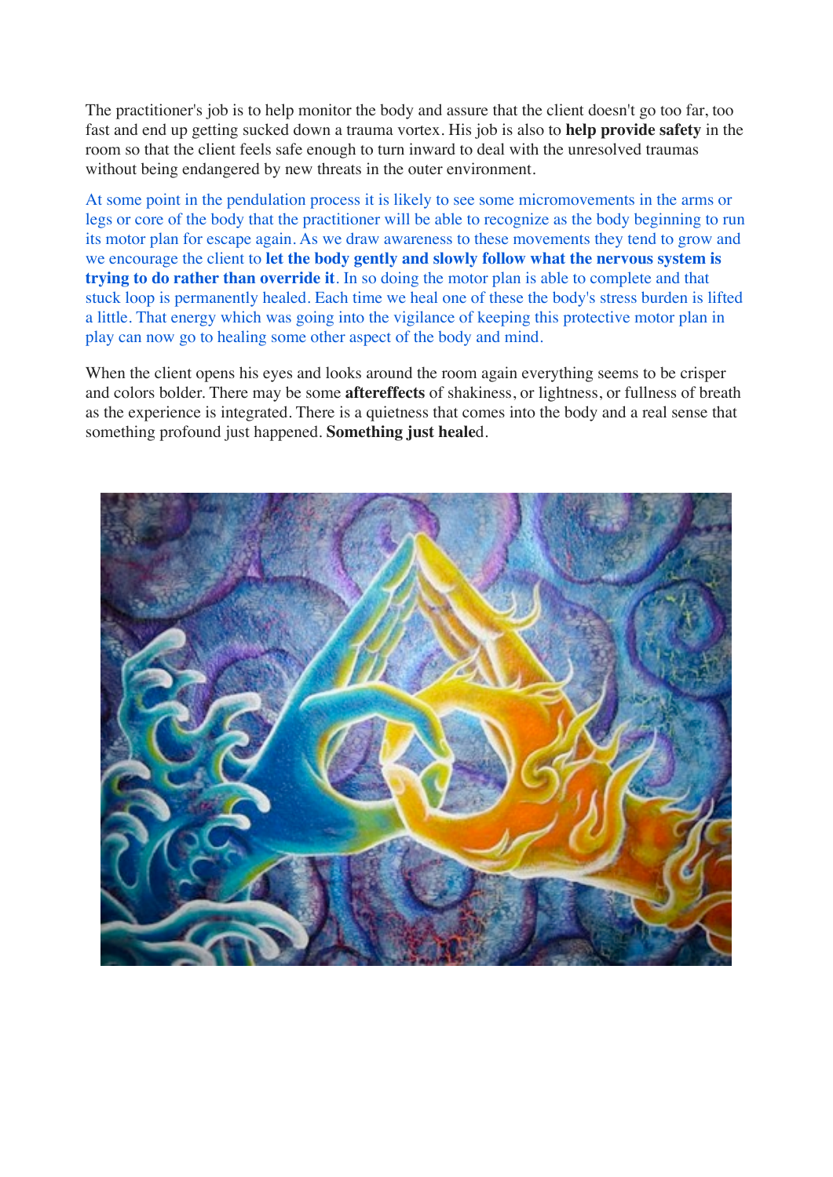The practitioner's job is to help monitor the body and assure that the client doesn't go too far, too fast and end up getting sucked down a trauma vortex. His job is also to **help provide safety** in the room so that the client feels safe enough to turn inward to deal with the unresolved traumas without being endangered by new threats in the outer environment.

At some point in the pendulation process it is likely to see some micromovements in the arms or legs or core of the body that the practitioner will be able to recognize as the body beginning to run its motor plan for escape again. As we draw awareness to these movements they tend to grow and we encourage the client to **let the body gently and slowly follow what the nervous system is trying to do rather than override it**. In so doing the motor plan is able to complete and that stuck loop is permanently healed. Each time we heal one of these the body's stress burden is lifted a little. That energy which was going into the vigilance of keeping this protective motor plan in play can now go to healing some other aspect of the body and mind.

When the client opens his eyes and looks around the room again everything seems to be crisper and colors bolder. There may be some **aftereffects** of shakiness, or lightness, or fullness of breath as the experience is integrated. There is a quietness that comes into the body and a real sense that something profound just happened. **Something just heale**d.